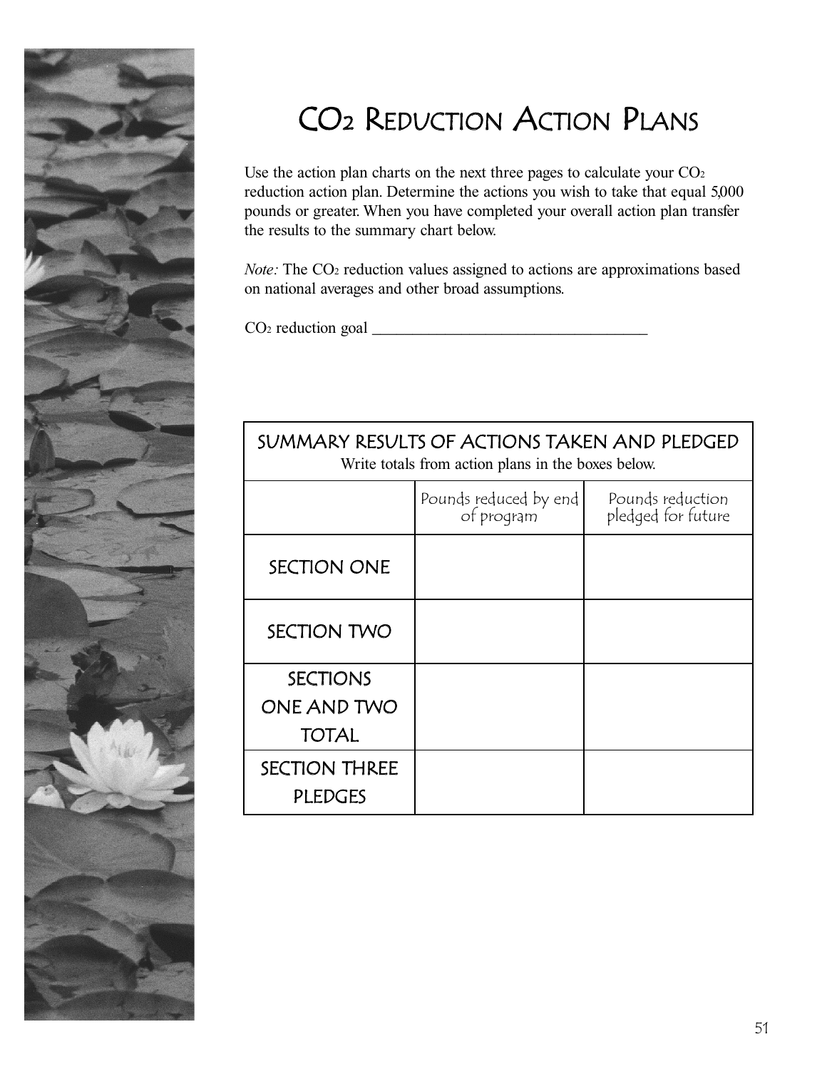# $CO_2$ Reduction Action Plans

Use the action plan charts on the next three pages to calculate your $CO_2$ reduction action plan. Determine the actions you wish to take that equal 5,000 pounds or greater. When you have completed your overall action plan transfer the results to the summary chart below.

*Note:* The $CO_2$ reduction values assigned to actions are approximations based on national averages and other broad assumptions.

$CO_2$ reduction goal ___________________________________

| SUMMARY RESULTS OF ACTIONS TAKEN AND PLEDGED<br>Write totals from action plans in the boxes below. | | |
|---|---|---|
| | Pounds reduced by end of program | Pounds reduction pledged for future |
| SECTION ONE | | |
| SECTION TWO | | |
| SECTIONS ONE AND TWO TOTAL | | |
| SECTION THREE PLEDGES | | |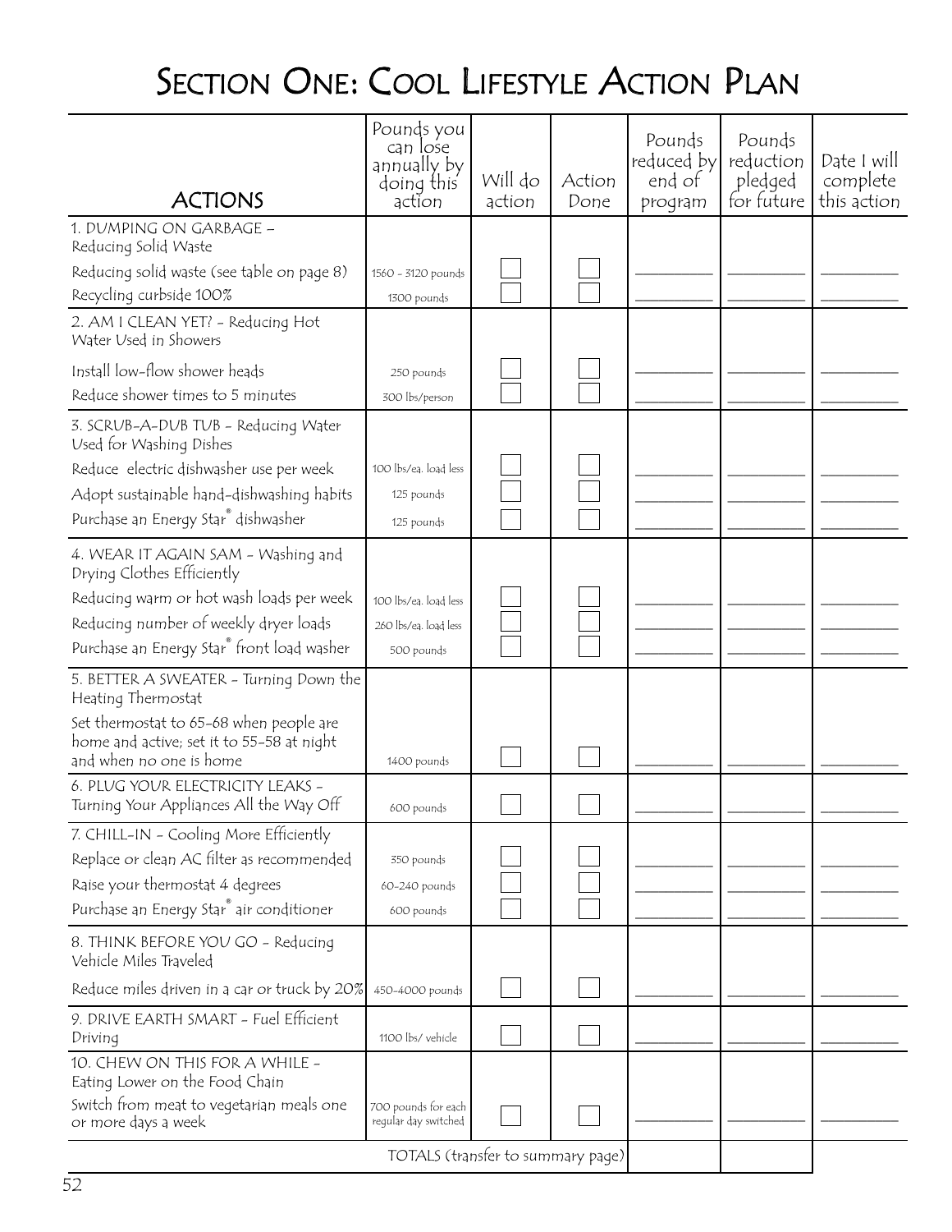# Section One: Cool Lifestyle Action Plan

| ACTIONS | Pounds you can lose annually by doing this action | Will do action | Action Done | Pounds reduced by end of program | Pounds reduction pledged for future | Date I will complete this action |
|---|---|---|---|---|---|---|
| **1. DUMPING ON GARBAGE – Reducing Solid Waste** | | | | | | |
| Reducing solid waste (see table on page 8) | 1560 - 3120 pounds | ☐ | ☐ | ________ | ________ | ________ |
| Recycling curbside 100% | 1300 pounds | ☐ | ☐ | ________ | ________ | ________ |
| **2. AM I CLEAN YET? - Reducing Hot Water Used in Showers** | | | | | | |
| Install low-flow shower heads | 250 pounds | ☐ | ☐ | ________ | ________ | ________ |
| Reduce shower times to 5 minutes | 300 lbs/person | ☐ | ☐ | ________ | ________ | ________ |
| **3. SCRUB-A-DUB TUB - Reducing Water Used for Washing Dishes** | | | | | | |
| Reduce electric dishwasher use per week | 100 lbs/ea. load less | ☐ | ☐ | ________ | ________ | ________ |
| Adopt sustainable hand-dishwashing habits | 125 pounds | ☐ | ☐ | ________ | ________ | ________ |
| Purchase an Energy Star® dishwasher | 125 pounds | ☐ | ☐ | ________ | ________ | ________ |
| **4. WEAR IT AGAIN SAM - Washing and Drying Clothes Efficiently** | | | | | | |
| Reducing warm or hot wash loads per week | 100 lbs/ea. load less | ☐ | ☐ | ________ | ________ | ________ |
| Reducing number of weekly dryer loads | 260 lbs/ea. load less | ☐ | ☐ | ________ | ________ | ________ |
| Purchase an Energy Star® front load washer | 500 pounds | ☐ | ☐ | ________ | ________ | ________ |
| **5. BETTER A SWEATER - Turning Down the Heating Thermostat** | | | | | | |
| Set thermostat to 65-68 when people are home and active; set it to 55-58 at night and when no one is home | 1400 pounds | ☐ | ☐ | ________ | ________ | ________ |
| **6. PLUG YOUR ELECTRICITY LEAKS - Turning Your Appliances All the Way Off** | 600 pounds | ☐ | ☐ | ________ | ________ | ________ |
| **7. CHILL-IN - Cooling More Efficiently** | | | | | | |
| Replace or clean AC filter as recommended | 350 pounds | ☐ | ☐ | ________ | ________ | ________ |
| Raise your thermostat 4 degrees | 60-240 pounds | ☐ | ☐ | ________ | ________ | ________ |
| Purchase an Energy Star® air conditioner | 600 pounds | ☐ | ☐ | ________ | ________ | ________ |
| **8. THINK BEFORE YOU GO - Reducing Vehicle Miles Traveled** | | | | | | |
| Reduce miles driven in a car or truck by 20% | 450-4000 pounds | ☐ | ☐ | ________ | ________ | ________ |
| **9. DRIVE EARTH SMART - Fuel Efficient Driving** | 1100 lbs/ vehicle | ☐ | ☐ | ________ | ________ | ________ |
| **10. CHEW ON THIS FOR A WHILE - Eating Lower on the Food Chain** | | | | | | |
| Switch from meat to vegetarian meals one or more days a week | 700 pounds for each regular day switched | ☐ | ☐ | ________ | ________ | ________ |
| | TOTALS (transfer to summary page) | | | | | |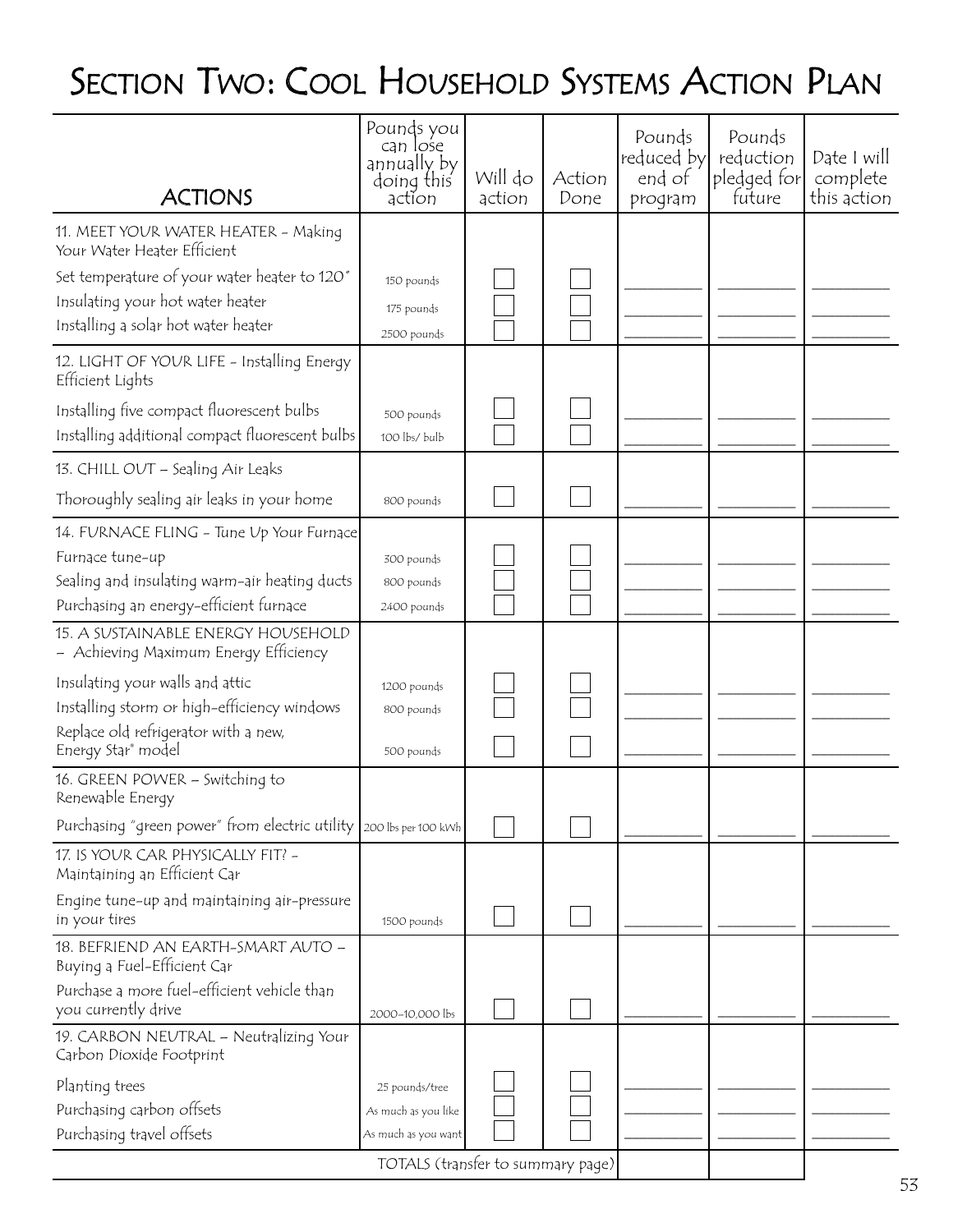# Section Two: Cool Household Systems Action Plan

| ACTIONS | Pounds you can lose annually by doing this action | Will do action | Action Done | Pounds reduced by end of program | Pounds reduction pledged for future | Date I will complete this action |
|---|---|---|---|---|---|---|
| **11. MEET YOUR WATER HEATER - Making Your Water Heater Efficient** | | | | | | |
| Set temperature of your water heater to 120° | 150 pounds | ☐ | ☐ | \_\_\_\_\_\_\_\_ | \_\_\_\_\_\_\_\_ | \_\_\_\_\_\_\_\_ |
| Insulating your hot water heater | 175 pounds | ☐ | ☐ | \_\_\_\_\_\_\_\_ | \_\_\_\_\_\_\_\_ | \_\_\_\_\_\_\_\_ |
| Installing a solar hot water heater | 2500 pounds | ☐ | ☐ | \_\_\_\_\_\_\_\_ | \_\_\_\_\_\_\_\_ | \_\_\_\_\_\_\_\_ |
| **12. LIGHT OF YOUR LIFE - Installing Energy Efficient Lights** | | | | | | |
| Installing five compact fluorescent bulbs | 500 pounds | ☐ | ☐ | \_\_\_\_\_\_\_\_ | \_\_\_\_\_\_\_\_ | \_\_\_\_\_\_\_\_ |
| Installing additional compact fluorescent bulbs | 100 lbs/ bulb | ☐ | ☐ | \_\_\_\_\_\_\_\_ | \_\_\_\_\_\_\_\_ | \_\_\_\_\_\_\_\_ |
| **13. CHILL OUT – Sealing Air Leaks** | | | | | | |
| Thoroughly sealing air leaks in your home | 800 pounds | ☐ | ☐ | \_\_\_\_\_\_\_\_ | \_\_\_\_\_\_\_\_ | \_\_\_\_\_\_\_\_ |
| **14. FURNACE FLING - Tune Up Your Furnace** | | | | | | |
| Furnace tune-up | 300 pounds | ☐ | ☐ | \_\_\_\_\_\_\_\_ | \_\_\_\_\_\_\_\_ | \_\_\_\_\_\_\_\_ |
| Sealing and insulating warm-air heating ducts | 800 pounds | ☐ | ☐ | \_\_\_\_\_\_\_\_ | \_\_\_\_\_\_\_\_ | \_\_\_\_\_\_\_\_ |
| Purchasing an energy-efficient furnace | 2400 pounds | ☐ | ☐ | \_\_\_\_\_\_\_\_ | \_\_\_\_\_\_\_\_ | \_\_\_\_\_\_\_\_ |
| **15. A SUSTAINABLE ENERGY HOUSEHOLD – Achieving Maximum Energy Efficiency** | | | | | | |
| Insulating your walls and attic | 1200 pounds | ☐ | ☐ | \_\_\_\_\_\_\_\_ | \_\_\_\_\_\_\_\_ | \_\_\_\_\_\_\_\_ |
| Installing storm or high-efficiency windows | 800 pounds | ☐ | ☐ | \_\_\_\_\_\_\_\_ | \_\_\_\_\_\_\_\_ | \_\_\_\_\_\_\_\_ |
| Replace old refrigerator with a new, Energy Star® model | 500 pounds | ☐ | ☐ | \_\_\_\_\_\_\_\_ | \_\_\_\_\_\_\_\_ | \_\_\_\_\_\_\_\_ |
| **16. GREEN POWER – Switching to Renewable Energy** | | | | | | |
| Purchasing "green power" from electric utility | 200 lbs per 100 kWh | ☐ | ☐ | \_\_\_\_\_\_\_\_ | \_\_\_\_\_\_\_\_ | \_\_\_\_\_\_\_\_ |
| **17. IS YOUR CAR PHYSICALLY FIT? - Maintaining an Efficient Car** | | | | | | |
| Engine tune-up and maintaining air-pressure in your tires | 1500 pounds | ☐ | ☐ | \_\_\_\_\_\_\_\_ | \_\_\_\_\_\_\_\_ | \_\_\_\_\_\_\_\_ |
| **18. BEFRIEND AN EARTH-SMART AUTO – Buying a Fuel-Efficient Car** | | | | | | |
| Purchase a more fuel-efficient vehicle than you currently drive | 2000–10,000 lbs | ☐ | ☐ | \_\_\_\_\_\_\_\_ | \_\_\_\_\_\_\_\_ | \_\_\_\_\_\_\_\_ |
| **19. CARBON NEUTRAL – Neutralizing Your Carbon Dioxide Footprint** | | | | | | |
| Planting trees | 25 pounds/tree | ☐ | ☐ | \_\_\_\_\_\_\_\_ | \_\_\_\_\_\_\_\_ | \_\_\_\_\_\_\_\_ |
| Purchasing carbon offsets | As much as you like | ☐ | ☐ | \_\_\_\_\_\_\_\_ | \_\_\_\_\_\_\_\_ | \_\_\_\_\_\_\_\_ |
| Purchasing travel offsets | As much as you want | ☐ | ☐ | \_\_\_\_\_\_\_\_ | \_\_\_\_\_\_\_\_ | \_\_\_\_\_\_\_\_ |
| | | | TOTALS (transfer to summary page) | | | |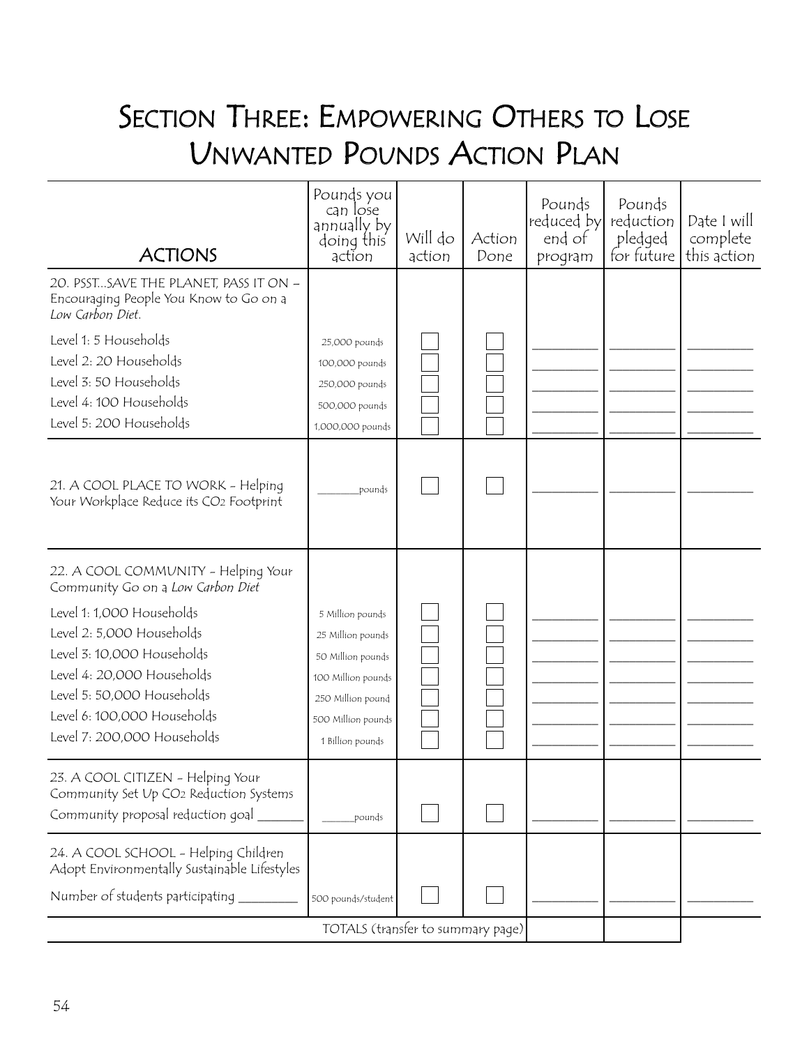# Section Three: Empowering Others to Lose Unwanted Pounds Action Plan

| ACTIONS | Pounds you can lose annually by doing this action | Will do action | Action Done | Pounds reduced by end of program | Pounds reduction pledged for future | Date I will complete this action |
|---|---|---|---|---|---|---|
| 20. PSST...SAVE THE PLANET, PASS IT ON – Encouraging People You Know to Go on a *Low Carbon Diet*. | | | | | | |
| Level 1: 5 Households | 25,000 pounds | ☐ | ☐ | _________ | _________ | _________ |
| Level 2: 20 Households | 100,000 pounds | ☐ | ☐ | _________ | _________ | _________ |
| Level 3: 50 Households | 250,000 pounds | ☐ | ☐ | _________ | _________ | _________ |
| Level 4: 100 Households | 500,000 pounds | ☐ | ☐ | _________ | _________ | _________ |
| Level 5: 200 Households | 1,000,000 pounds | ☐ | ☐ | _________ | _________ | _________ |
| 21. A COOL PLACE TO WORK - Helping Your Workplace Reduce its $CO_2$ Footprint | ________pounds | ☐ | ☐ | _________ | _________ | _________ |
| 22. A COOL COMMUNITY - Helping Your Community Go on a *Low Carbon Diet* | | | | | | |
| Level 1: 1,000 Households | 5 Million pounds | ☐ | ☐ | _________ | _________ | _________ |
| Level 2: 5,000 Households | 25 Million pounds | ☐ | ☐ | _________ | _________ | _________ |
| Level 3: 10,000 Households | 50 Million pounds | ☐ | ☐ | _________ | _________ | _________ |
| Level 4: 20,000 Households | 100 Million pounds | ☐ | ☐ | _________ | _________ | _________ |
| Level 5: 50,000 Households | 250 Million pound | ☐ | ☐ | _________ | _________ | _________ |
| Level 6: 100,000 Households | 500 Million pounds | ☐ | ☐ | _________ | _________ | _________ |
| Level 7: 200,000 Households | 1 Billion pounds | ☐ | ☐ | _________ | _________ | _________ |
| 23. A COOL CITIZEN - Helping Your Community Set Up $CO_2$ Reduction Systems<br>Community proposal reduction goal _______ | ______pounds | ☐ | ☐ | _________ | _________ | _________ |
| 24. A COOL SCHOOL - Helping Children Adopt Environmentally Sustainable Lifestyles<br>Number of students participating ________ | 500 pounds/student | ☐ | ☐ | _________ | _________ | _________ |
| | | | TOTALS (transfer to summary page) | | | |